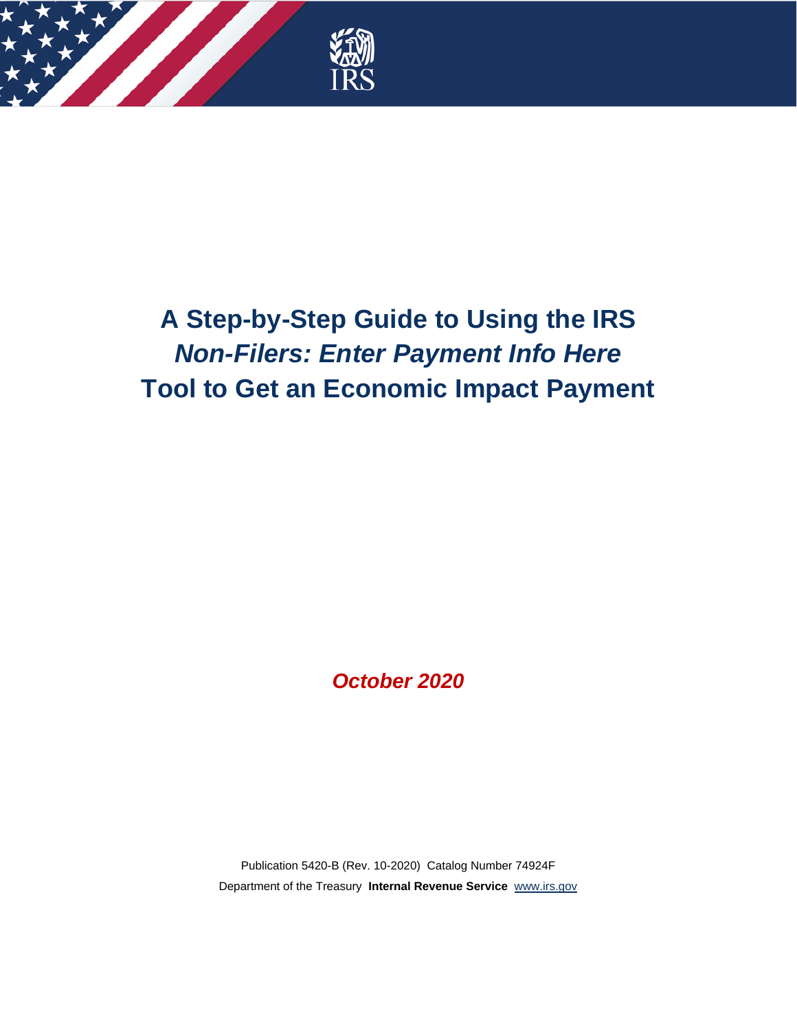IRS

# A Step-by-Step Guide to Using the IRS *Non-Filers: Enter Payment Info Here* Tool to Get an Economic Impact Payment

***October 2020***

Publication 5420-B (Rev. 10-2020) Catalog Number 74924F

Department of the Treasury **Internal Revenue Service** www.irs.gov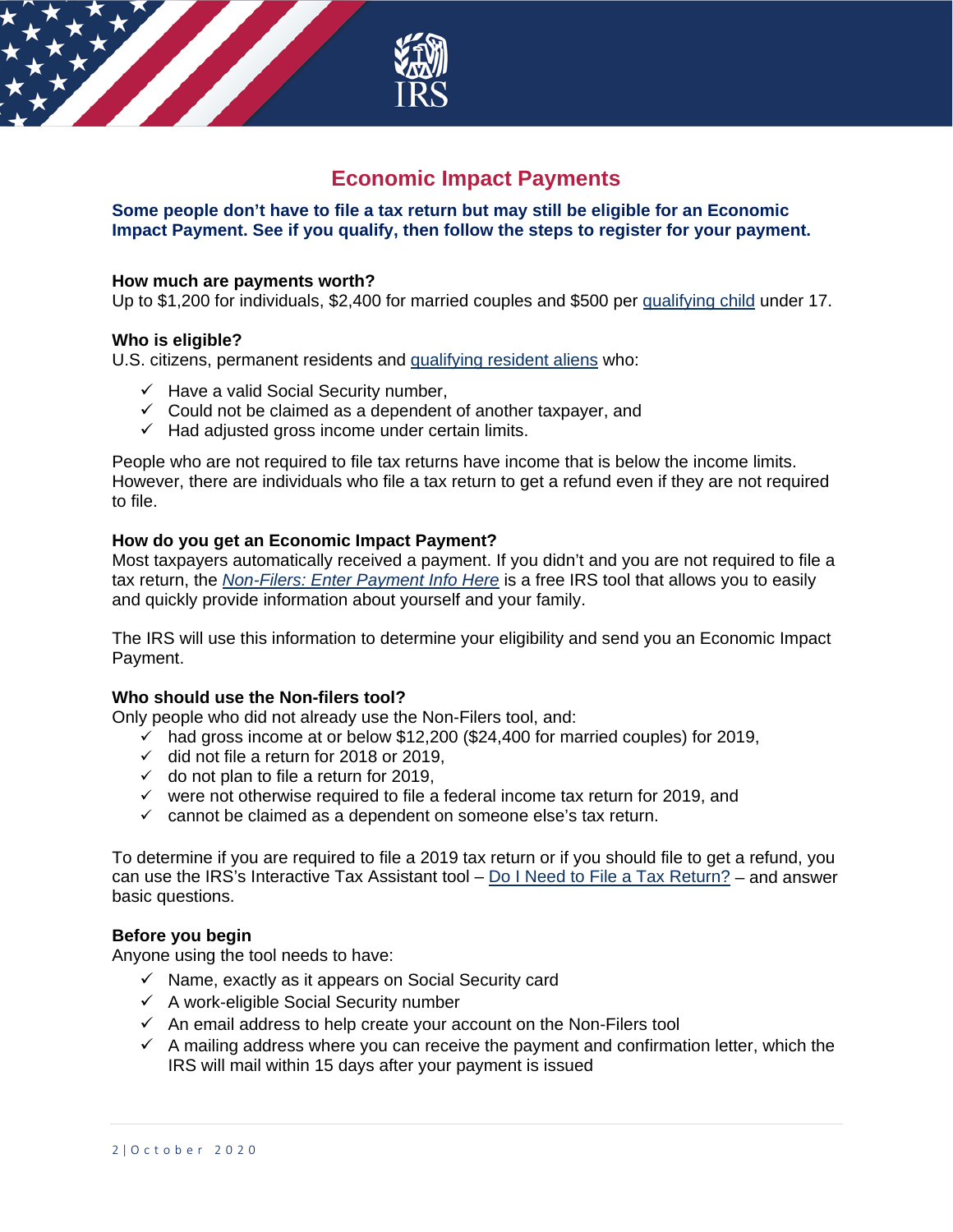# Economic Impact Payments

**Some people don't have to file a tax return but may still be eligible for an Economic Impact Payment. See if you qualify, then follow the steps to register for your payment.**

**How much are payments worth?**
Up to $1,200 for individuals, $2,400 for married couples and $500 per qualifying child under 17.

**Who is eligible?**
U.S. citizens, permanent residents and qualifying resident aliens who:

- ✓ Have a valid Social Security number,
- ✓ Could not be claimed as a dependent of another taxpayer, and
- ✓ Had adjusted gross income under certain limits.

People who are not required to file tax returns have income that is below the income limits. However, there are individuals who file a tax return to get a refund even if they are not required to file.

**How do you get an Economic Impact Payment?**
Most taxpayers automatically received a payment. If you didn't and you are not required to file a tax return, the *Non-Filers: Enter Payment Info Here* is a free IRS tool that allows you to easily and quickly provide information about yourself and your family.

The IRS will use this information to determine your eligibility and send you an Economic Impact Payment.

**Who should use the Non-filers tool?**
Only people who did not already use the Non-Filers tool, and:

- ✓ had gross income at or below $12,200 ($24,400 for married couples) for 2019,
- ✓ did not file a return for 2018 or 2019,
- ✓ do not plan to file a return for 2019,
- ✓ were not otherwise required to file a federal income tax return for 2019, and
- ✓ cannot be claimed as a dependent on someone else's tax return.

To determine if you are required to file a 2019 tax return or if you should file to get a refund, you can use the IRS's Interactive Tax Assistant tool – Do I Need to File a Tax Return? – and answer basic questions.

**Before you begin**
Anyone using the tool needs to have:

- ✓ Name, exactly as it appears on Social Security card
- ✓ A work-eligible Social Security number
- ✓ An email address to help create your account on the Non-Filers tool
- ✓ A mailing address where you can receive the payment and confirmation letter, which the IRS will mail within 15 days after your payment is issued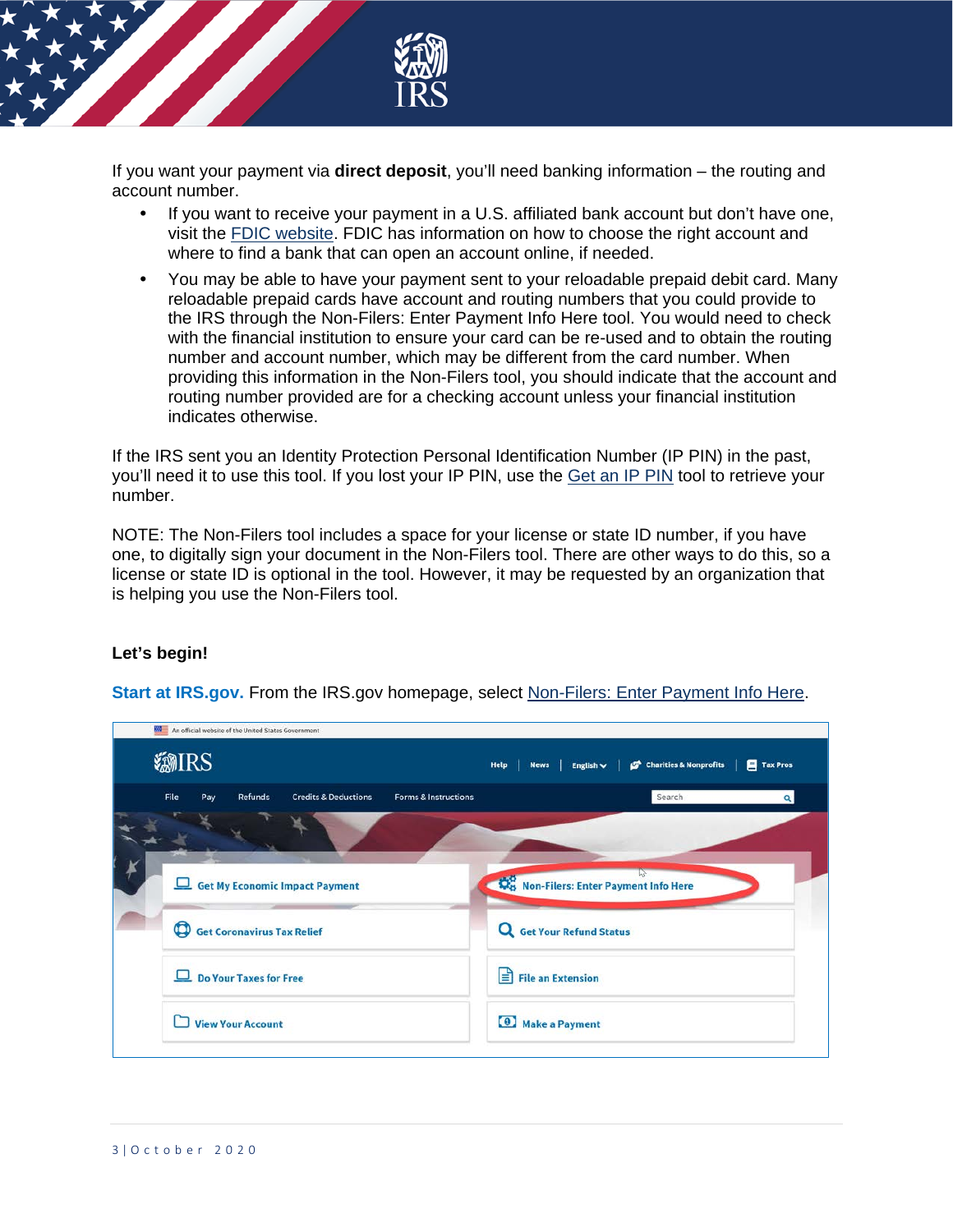If you want your payment via **direct deposit**, you'll need banking information – the routing and account number.

- If you want to receive your payment in a U.S. affiliated bank account but don't have one, visit the FDIC website. FDIC has information on how to choose the right account and where to find a bank that can open an account online, if needed.
- You may be able to have your payment sent to your reloadable prepaid debit card. Many reloadable prepaid cards have account and routing numbers that you could provide to the IRS through the Non-Filers: Enter Payment Info Here tool. You would need to check with the financial institution to ensure your card can be re-used and to obtain the routing number and account number, which may be different from the card number. When providing this information in the Non-Filers tool, you should indicate that the account and routing number provided are for a checking account unless your financial institution indicates otherwise.

If the IRS sent you an Identity Protection Personal Identification Number (IP PIN) in the past, you'll need it to use this tool. If you lost your IP PIN, use the Get an IP PIN tool to retrieve your number.

NOTE: The Non-Filers tool includes a space for your license or state ID number, if you have one, to digitally sign your document in the Non-Filers tool. There are other ways to do this, so a license or state ID is optional in the tool. However, it may be requested by an organization that is helping you use the Non-Filers tool.

**Let's begin!**

**Start at IRS.gov.** From the IRS.gov homepage, select Non-Filers: Enter Payment Info Here.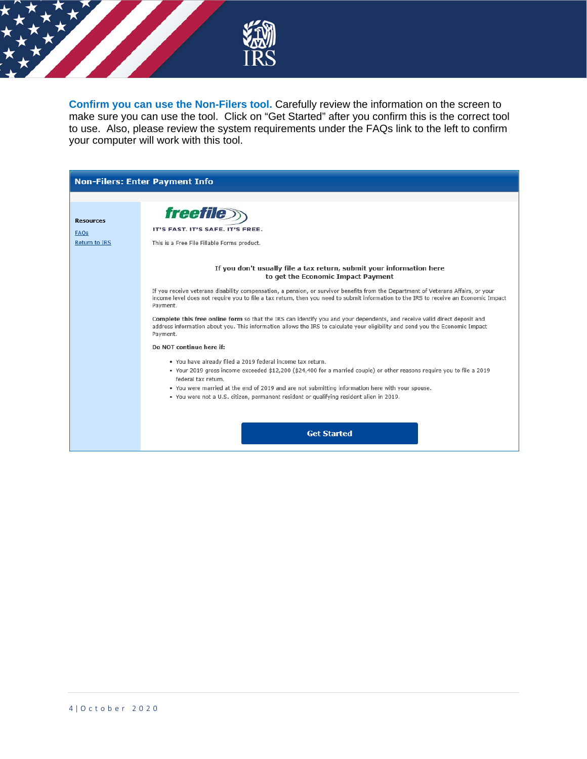**Confirm you can use the Non-Filers tool.** Carefully review the information on the screen to make sure you can use the tool. Click on "Get Started" after you confirm this is the correct tool to use. Also, please review the system requirements under the FAQs link to the left to confirm your computer will work with this tool.

**Non-Filers: Enter Payment Info**

**Resources**

FAQs

Return to IRS

**freefile**

IT'S FAST. IT'S SAFE. IT'S FREE.

This is a Free File Fillable Forms product.

**If you don't usually file a tax return, submit your information here to get the Economic Impact Payment**

If you receive veterans disability compensation, a pension, or survivor benefits from the Department of Veterans Affairs, or your income level does not require you to file a tax return, then you need to submit information to the IRS to receive an Economic Impact Payment.

**Complete this free online form** so that the IRS can identify you and your dependents, and receive valid direct deposit and address information about you. This information allows the IRS to calculate your eligibility and send you the Economic Impact Payment.

**Do NOT continue here if:**

- You have already filed a 2019 federal income tax return.
- Your 2019 gross income exceeded $12,200 ($24,400 for a married couple) or other reasons require you to file a 2019 federal tax return.
- You were married at the end of 2019 and are not submitting information here with your spouse.
- You were not a U.S. citizen, permanent resident or qualifying resident alien in 2019.

**Get Started**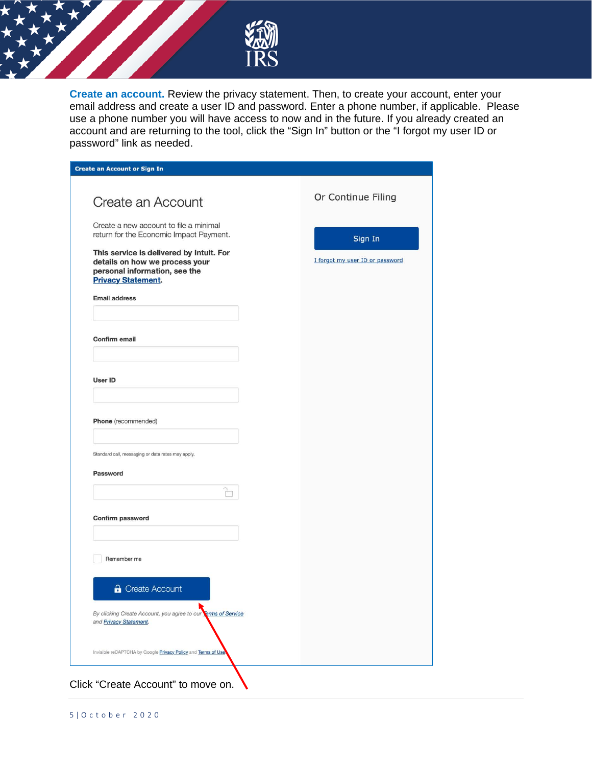**Create an account.** Review the privacy statement. Then, to create your account, enter your email address and create a user ID and password. Enter a phone number, if applicable. Please use a phone number you will have access to now and in the future. If you already created an account and are returning to the tool, click the "Sign In" button or the "I forgot my user ID or password" link as needed.

**Create an Account or Sign In**

## Create an Account

Create a new account to file a minimal return for the Economic Impact Payment.

**This service is delivered by Intuit. For details on how we process your personal information, see the Privacy Statement.**

**Email address**

**Confirm email**

**User ID**

**Phone** (recommended)

Standard call, messaging or data rates may apply.

**Password**

**Confirm password**

Remember me

Create Account

*By clicking Create Account, you agree to our Terms of Service and Privacy Statement.*

Invisible reCAPTCHA by Google Privacy Policy and Terms of Use

## Or Continue Filing

Sign In

I forgot my user ID or password

Click "Create Account" to move on.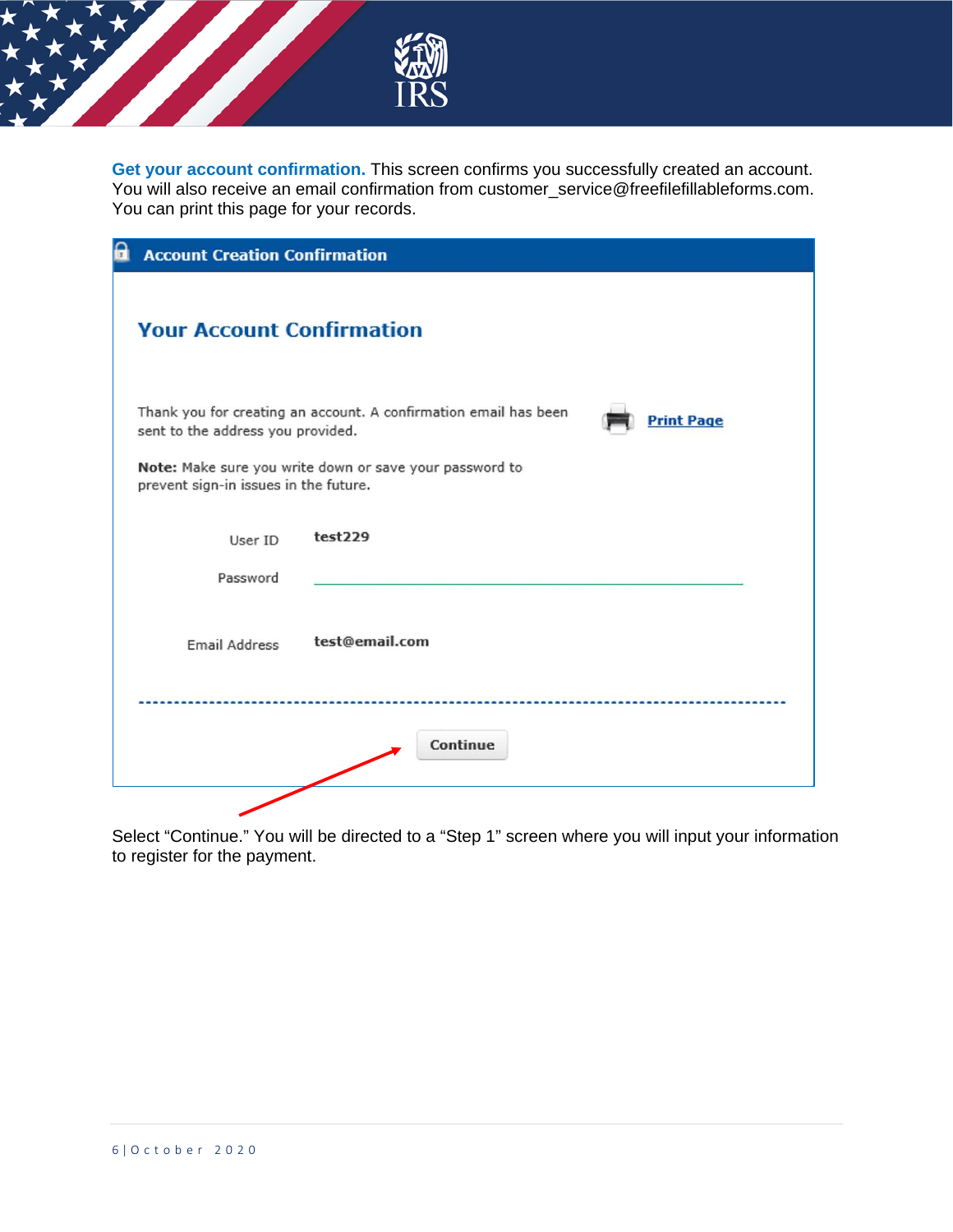**Get your account confirmation.** This screen confirms you successfully created an account. You will also receive an email confirmation from customer_service@freefilefillableforms.com. You can print this page for your records.

**Account Creation Confirmation**

## Your Account Confirmation

Thank you for creating an account. A confirmation email has been sent to the address you provided.

Print Page

**Note:** Make sure you write down or save your password to prevent sign-in issues in the future.

User ID **test229**

Password ______________________

Email Address **test@email.com**

Continue

Select "Continue." You will be directed to a "Step 1" screen where you will input your information to register for the payment.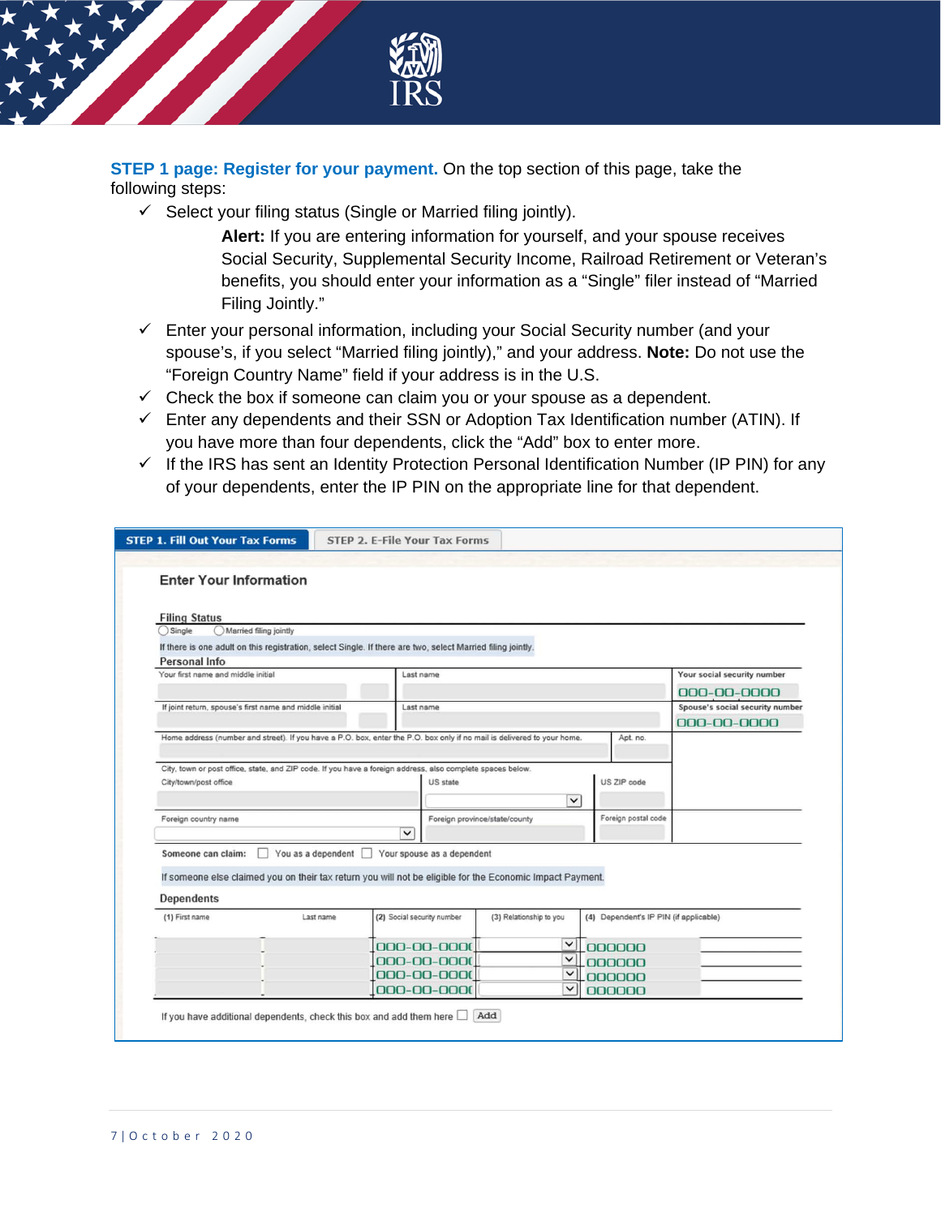**STEP 1 page: Register for your payment.** On the top section of this page, take the following steps:

- ✓ Select your filing status (Single or Married filing jointly).

  **Alert:** If you are entering information for yourself, and your spouse receives Social Security, Supplemental Security Income, Railroad Retirement or Veteran's benefits, you should enter your information as a "Single" filer instead of "Married Filing Jointly."

- ✓ Enter your personal information, including your Social Security number (and your spouse's, if you select "Married filing jointly)," and your address. **Note:** Do not use the "Foreign Country Name" field if your address is in the U.S.
- ✓ Check the box if someone can claim you or your spouse as a dependent.
- ✓ Enter any dependents and their SSN or Adoption Tax Identification number (ATIN). If you have more than four dependents, click the "Add" box to enter more.
- ✓ If the IRS has sent an Identity Protection Personal Identification Number (IP PIN) for any of your dependents, enter the IP PIN on the appropriate line for that dependent.

STEP 1. Fill Out Your Tax Forms | STEP 2. E-File Your Tax Forms

**Enter Your Information**

**Filing Status**

◯ Single ◯ Married filing jointly

If there is one adult on this registration, select Single. If there are two, select Married filing jointly.

**Personal Info**

| Your first name and middle initial | Last name | Your social security number |
|---|---|---|
| | | 000-00-0000 |
| If joint return, spouse's first name and middle initial | Last name | Spouse's social security number |
| | | 000-00-0000 |

Home address (number and street). If you have a P.O. box, enter the P.O. box only if no mail is delivered to your home. | Apt. no.

City, town or post office, state, and ZIP code. If you have a foreign address, also complete spaces below.

| City/town/post office | US state | US ZIP code |
|---|---|---|
| Foreign country name | Foreign province/state/county | Foreign postal code |

Someone can claim: ☐ You as a dependent ☐ Your spouse as a dependent

If someone else claimed you on their tax return you will not be eligible for the Economic Impact Payment.

**Dependents**

| (1) First name | Last name | (2) Social security number | (3) Relationship to you | (4) Dependent's IP PIN (if applicable) |
|---|---|---|---|---|
| | | 000-00-000( | | 000000 |
| | | 000-00-000( | | 000000 |
| | | 000-00-000( | | 000000 |
| | | 000-00-000( | | 000000 |

If you have additional dependents, check this box and add them here ☐ Add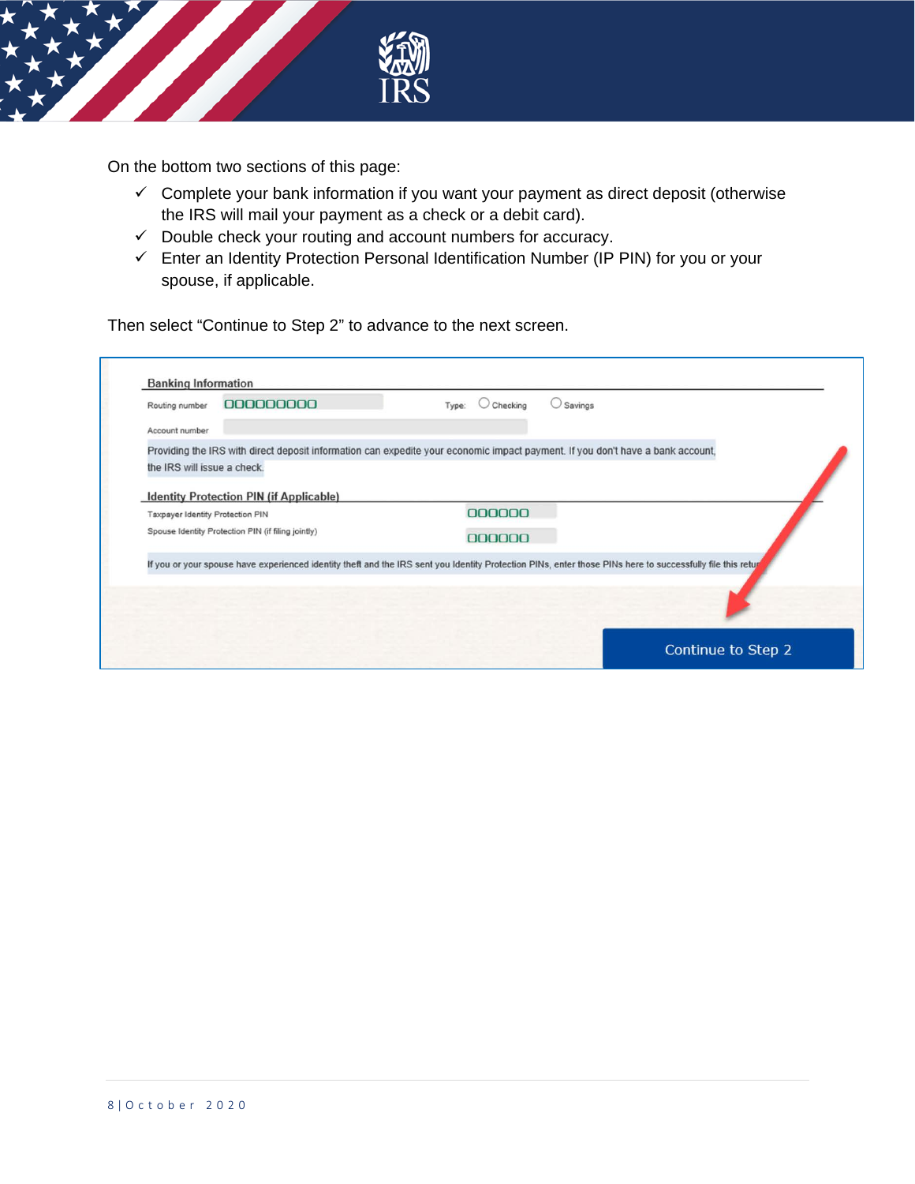On the bottom two sections of this page:

- ✓ Complete your bank information if you want your payment as direct deposit (otherwise the IRS will mail your payment as a check or a debit card).
- ✓ Double check your routing and account numbers for accuracy.
- ✓ Enter an Identity Protection Personal Identification Number (IP PIN) for you or your spouse, if applicable.

Then select "Continue to Step 2" to advance to the next screen.

**Banking Information**

Routing number: 000000000 Type: ○ Checking ○ Savings

Account number:

Providing the IRS with direct deposit information can expedite your economic impact payment. If you don't have a bank account, the IRS will issue a check.

**Identity Protection PIN (if Applicable)**

Taxpayer Identity Protection PIN: 000000

Spouse Identity Protection PIN (if filing jointly): 000000

If you or your spouse have experienced identity theft and the IRS sent you Identity Protection PINs, enter those PINs here to successfully file this retu

Continue to Step 2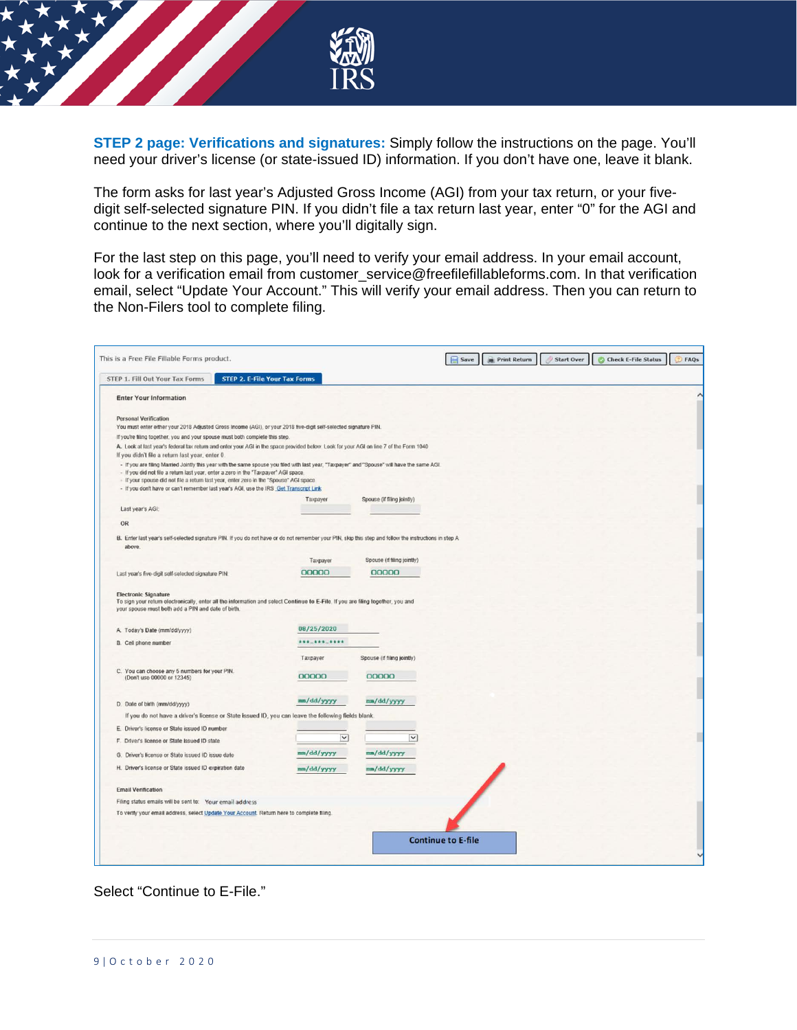**STEP 2 page: Verifications and signatures:** Simply follow the instructions on the page. You'll need your driver's license (or state-issued ID) information. If you don't have one, leave it blank.

The form asks for last year's Adjusted Gross Income (AGI) from your tax return, or your five-digit self-selected signature PIN. If you didn't file a tax return last year, enter "0" for the AGI and continue to the next section, where you'll digitally sign.

For the last step on this page, you'll need to verify your email address. In your email account, look for a verification email from customer_service@freefilefillableforms.com. In that verification email, select "Update Your Account." This will verify your email address. Then you can return to the Non-Filers tool to complete filing.

This is a Free File Fillable Forms product.

Save | Print Return | Start Over | Check E-File Status | FAQs

STEP 1. Fill Out Your Tax Forms | STEP 2. E-File Your Tax Forms

**Enter Your Information**

**Personal Verification**

You must enter either your 2018 Adjusted Gross Income (AGI), or your 2018 five-digit self-selected signature PIN.

If you're filing together, you and your spouse must both complete this step.

A. Look at last year's federal tax return and enter your AGI in the space provided below. Look for your AGI on line 7 of the Form 1040

If you didn't file a return last year, enter 0.

- If you are filing Married Jointly this year with the same spouse you filed with last year, "Taxpayer" and "Spouse" will have the same AGI.
- If you did not file a return last year, enter a zero in the "Taxpayer" AGI space.
- If your spouse did not file a return last year, enter zero in the "Spouse" AGI space.
- If you don't have or can't remember last year's AGI, use the IRS Get Transcript Link

| | Taxpayer | Spouse (if filing jointly) |
|---|---|---|
| Last year's AGI: | | |

OR

B. Enter last year's self-selected signature PIN. If you do not have or do not remember your PIN, skip this step and follow the instructions in step A above.

| | Taxpayer | Spouse (if filing jointly) |
|---|---|---|
| Last year's five-digit self-selected signature PIN | 00000 | 00000 |

**Electronic Signature**

To sign your return electronically, enter all the information and select **Continue to E-File**. If you are filing together, you and your spouse must both add a PIN and date of birth.

A. Today's Date (mm/dd/yyyy) 08/25/2020

B. Cell phone number ###-###-####

| | Taxpayer | Spouse (if filing jointly) |
|---|---|---|
| C. You can choose any 5 numbers for your PIN. (Don't use 00000 or 12345) | 00000 | 00000 |
| D. Date of birth (mm/dd/yyyy) | mm/dd/yyyy | mm/dd/yyyy |

If you do not have a driver's license or State issued ID, you can leave the following fields blank.

| | Taxpayer | Spouse |
|---|---|---|
| E. Driver's license or State issued ID number | | |
| F. Driver's license or State issued ID state | | |
| G. Driver's license or State issued ID issue date | mm/dd/yyyy | mm/dd/yyyy |
| H. Driver's license or State issued ID expiration date | mm/dd/yyyy | mm/dd/yyyy |

**Email Verification**

Filing status emails will be sent to: Your email address

To verify your email address, select Update Your Account. Return here to complete filing.

Continue to E-file

Select "Continue to E-File."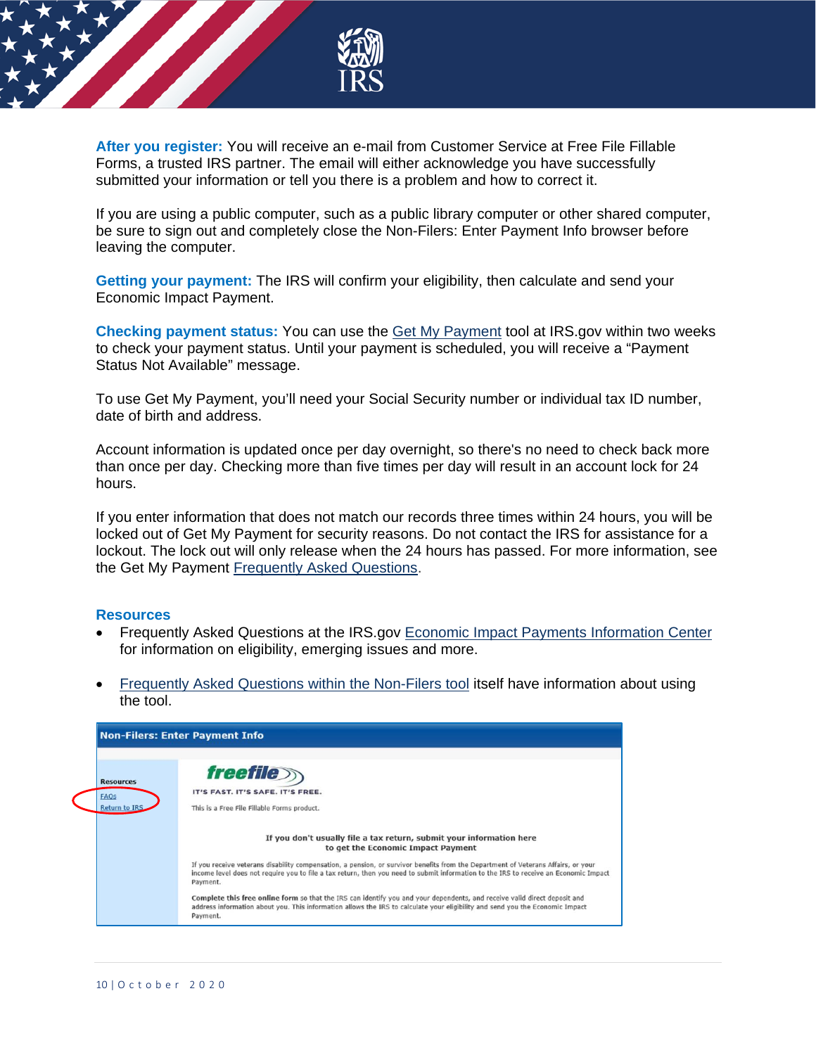**After you register:** You will receive an e-mail from Customer Service at Free File Fillable Forms, a trusted IRS partner. The email will either acknowledge you have successfully submitted your information or tell you there is a problem and how to correct it.

If you are using a public computer, such as a public library computer or other shared computer, be sure to sign out and completely close the Non-Filers: Enter Payment Info browser before leaving the computer.

**Getting your payment:** The IRS will confirm your eligibility, then calculate and send your Economic Impact Payment.

**Checking payment status:** You can use the Get My Payment tool at IRS.gov within two weeks to check your payment status. Until your payment is scheduled, you will receive a "Payment Status Not Available" message.

To use Get My Payment, you'll need your Social Security number or individual tax ID number, date of birth and address.

Account information is updated once per day overnight, so there's no need to check back more than once per day. Checking more than five times per day will result in an account lock for 24 hours.

If you enter information that does not match our records three times within 24 hours, you will be locked out of Get My Payment for security reasons. Do not contact the IRS for assistance for a lockout. The lock out will only release when the 24 hours has passed. For more information, see the Get My Payment Frequently Asked Questions.

## Resources

- Frequently Asked Questions at the IRS.gov Economic Impact Payments Information Center for information on eligibility, emerging issues and more.
- Frequently Asked Questions within the Non-Filers tool itself have information about using the tool.

Non-Filers: Enter Payment Info

Resources
FAQs
Return to IRS

freefile
IT'S FAST. IT'S SAFE. IT'S FREE.
This is a Free File Fillable Forms product.

If you don't usually file a tax return, submit your information here to get the Economic Impact Payment

If you receive veterans disability compensation, a pension, or survivor benefits from the Department of Veterans Affairs, or your income level does not require you to file a tax return, then you need to submit information to the IRS to receive an Economic Impact Payment.

Complete this free online form so that the IRS can identify you and your dependents, and receive valid direct deposit and address information about you. This information allows the IRS to calculate your eligibility and send you the Economic Impact Payment.